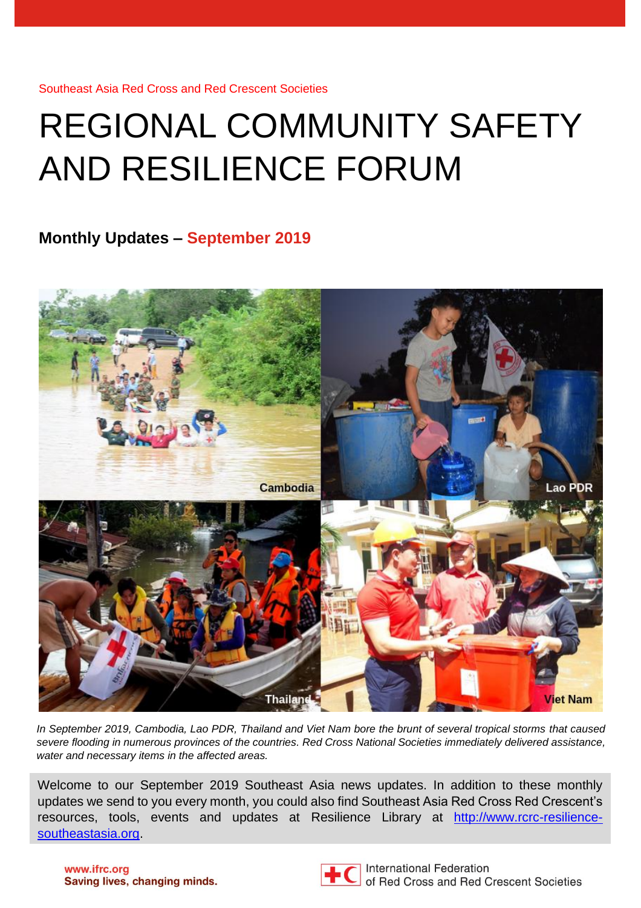Southeast Asia Red Cross and Red Crescent Societies

# REGIONAL COMMUNITY SAFETY AND RESILIENCE FORUM

## Monthly Updates – September 2019

*In September 2019, Cambodia, Lao PDR, Thailand and Viet Nam bore the brunt of several tropical storms that caused severe flooding in numerous provinces of the countries. Red Cross National Societies immediately delivered assistance, water and necessary items in the affected areas.*

Welcome to our September 2019 Southeast Asia news updates. In addition to these monthly updates we send to you every month, you could also find Southeast Asia Red Cross Red Crescent's resources, tools, events and updates at Resilience Library at [http://www.rcrc-resilience-southeastasia.org](http://www.rcrc-resilience-southeastasia.org).

**www.ifrc.org**
**Saving lives, changing minds.**

International Federation of Red Cross and Red Crescent Societies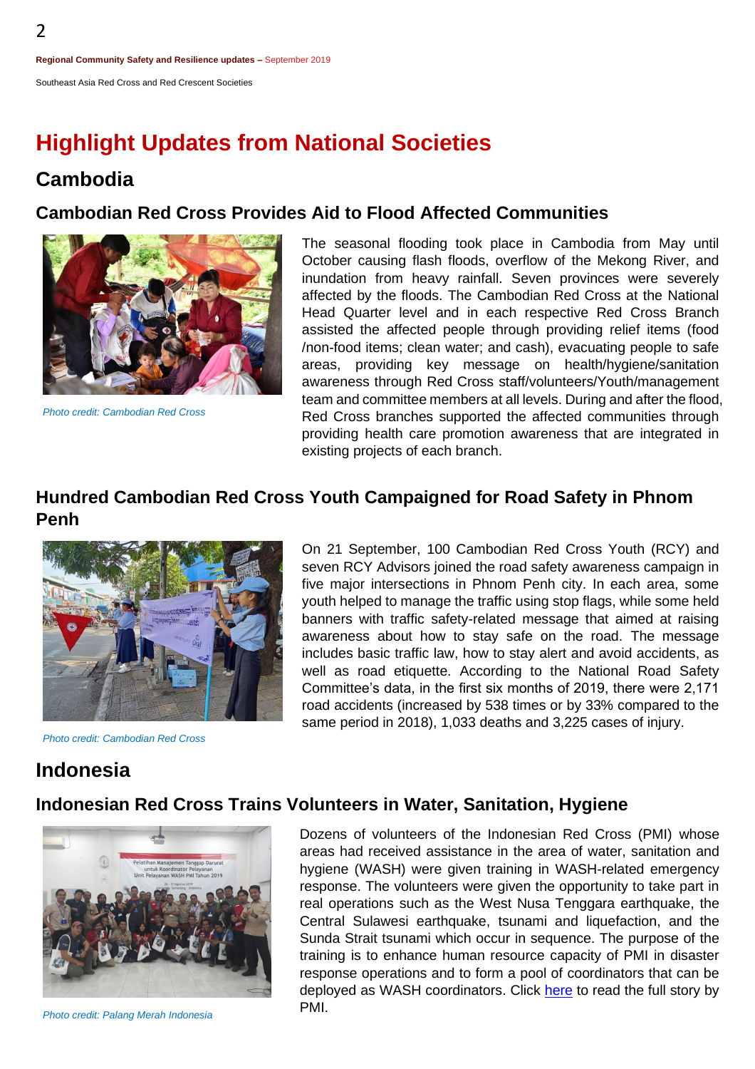# Highlight Updates from National Societies

## Cambodia

### Cambodian Red Cross Provides Aid to Flood Affected Communities

*Photo credit: Cambodian Red Cross*

The seasonal flooding took place in Cambodia from May until October causing flash floods, overflow of the Mekong River, and inundation from heavy rainfall. Seven provinces were severely affected by the floods. The Cambodian Red Cross at the National Head Quarter level and in each respective Red Cross Branch assisted the affected people through providing relief items (food /non-food items; clean water; and cash), evacuating people to safe areas, providing key message on health/hygiene/sanitation awareness through Red Cross staff/volunteers/Youth/management team and committee members at all levels. During and after the flood, Red Cross branches supported the affected communities through providing health care promotion awareness that are integrated in existing projects of each branch.

### Hundred Cambodian Red Cross Youth Campaigned for Road Safety in Phnom Penh

*Photo credit: Cambodian Red Cross*

On 21 September, 100 Cambodian Red Cross Youth (RCY) and seven RCY Advisors joined the road safety awareness campaign in five major intersections in Phnom Penh city. In each area, some youth helped to manage the traffic using stop flags, while some held banners with traffic safety-related message that aimed at raising awareness about how to stay safe on the road. The message includes basic traffic law, how to stay alert and avoid accidents, as well as road etiquette. According to the National Road Safety Committee's data, in the first six months of 2019, there were 2,171 road accidents (increased by 538 times or by 33% compared to the same period in 2018), 1,033 deaths and 3,225 cases of injury.

## Indonesia

### Indonesian Red Cross Trains Volunteers in Water, Sanitation, Hygiene

*Photo credit: Palang Merah Indonesia*

Dozens of volunteers of the Indonesian Red Cross (PMI) whose areas had received assistance in the area of water, sanitation and hygiene (WASH) were given training in WASH-related emergency response. The volunteers were given the opportunity to take part in real operations such as the West Nusa Tenggara earthquake, the Central Sulawesi earthquake, tsunami and liquefaction, and the Sunda Strait tsunami which occur in sequence. The purpose of the training is to enhance human resource capacity of PMI in disaster response operations and to form a pool of coordinators that can be deployed as WASH coordinators. Click here to read the full story by PMI.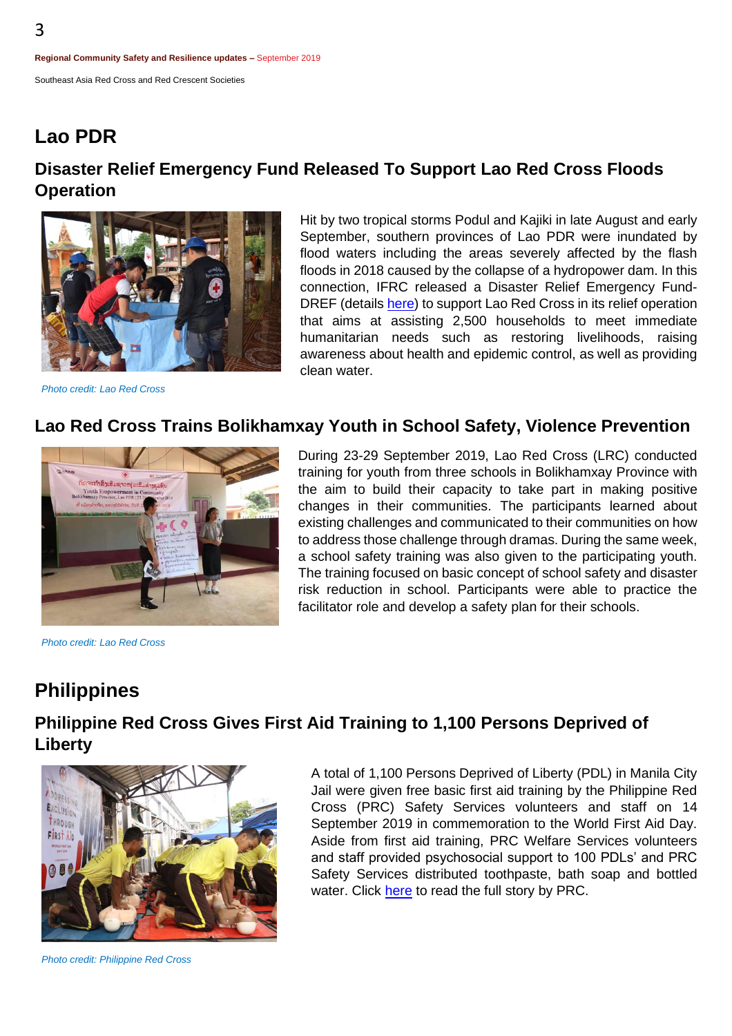# Lao PDR

## Disaster Relief Emergency Fund Released To Support Lao Red Cross Floods Operation

*Photo credit: Lao Red Cross*

Hit by two tropical storms Podul and Kajiki in late August and early September, southern provinces of Lao PDR were inundated by flood waters including the areas severely affected by the flash floods in 2018 caused by the collapse of a hydropower dam. In this connection, IFRC released a Disaster Relief Emergency Fund-DREF (details here) to support Lao Red Cross in its relief operation that aims at assisting 2,500 households to meet immediate humanitarian needs such as restoring livelihoods, raising awareness about health and epidemic control, as well as providing clean water.

## Lao Red Cross Trains Bolikhamxay Youth in School Safety, Violence Prevention

*Photo credit: Lao Red Cross*

During 23-29 September 2019, Lao Red Cross (LRC) conducted training for youth from three schools in Bolikhamxay Province with the aim to build their capacity to take part in making positive changes in their communities. The participants learned about existing challenges and communicated to their communities on how to address those challenge through dramas. During the same week, a school safety training was also given to the participating youth. The training focused on basic concept of school safety and disaster risk reduction in school. Participants were able to practice the facilitator role and develop a safety plan for their schools.

# Philippines

## Philippine Red Cross Gives First Aid Training to 1,100 Persons Deprived of Liberty

*Photo credit: Philippine Red Cross*

A total of 1,100 Persons Deprived of Liberty (PDL) in Manila City Jail were given free basic first aid training by the Philippine Red Cross (PRC) Safety Services volunteers and staff on 14 September 2019 in commemoration to the World First Aid Day. Aside from first aid training, PRC Welfare Services volunteers and staff provided psychosocial support to 100 PDLs' and PRC Safety Services distributed toothpaste, bath soap and bottled water. Click here to read the full story by PRC.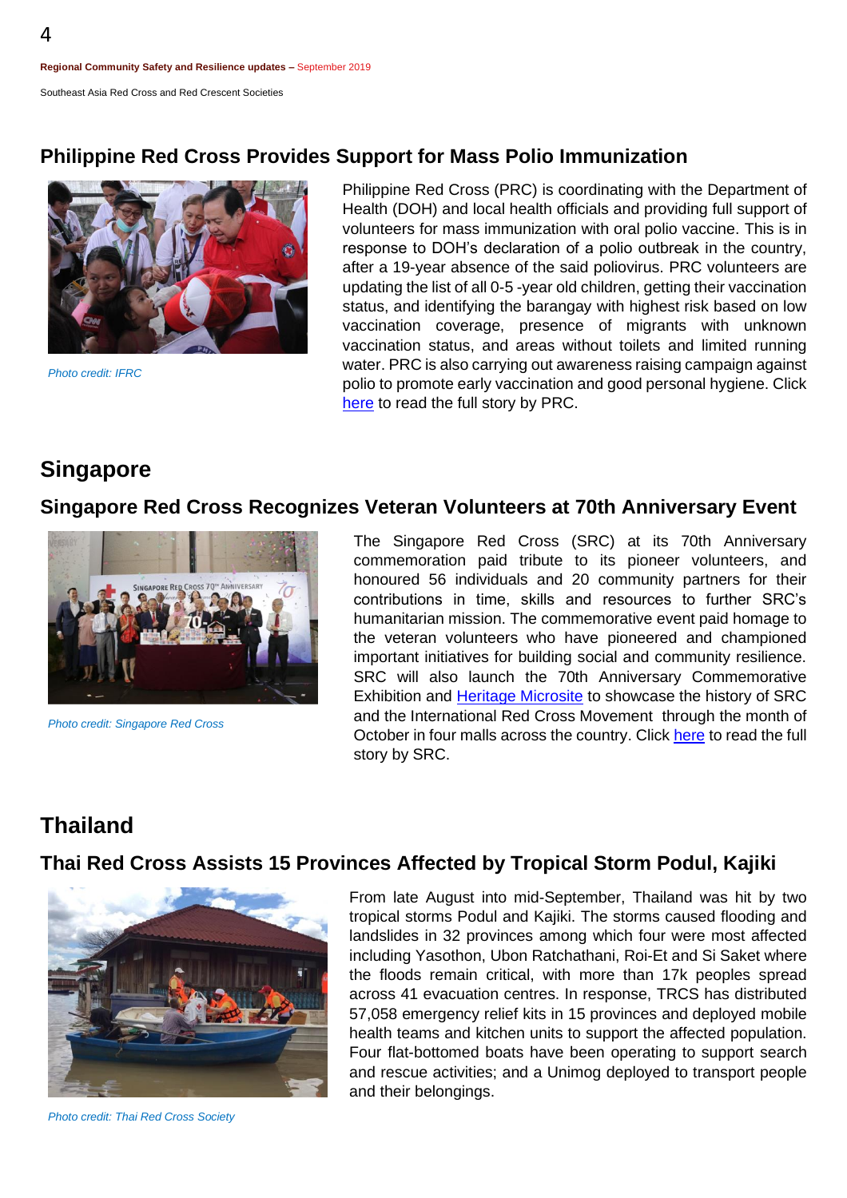## Philippine Red Cross Provides Support for Mass Polio Immunization

*Photo credit: IFRC*

Philippine Red Cross (PRC) is coordinating with the Department of Health (DOH) and local health officials and providing full support of volunteers for mass immunization with oral polio vaccine. This is in response to DOH's declaration of a polio outbreak in the country, after a 19-year absence of the said poliovirus. PRC volunteers are updating the list of all 0-5 -year old children, getting their vaccination status, and identifying the barangay with highest risk based on low vaccination coverage, presence of migrants with unknown vaccination status, and areas without toilets and limited running water. PRC is also carrying out awareness raising campaign against polio to promote early vaccination and good personal hygiene. Click here to read the full story by PRC.

# Singapore

## Singapore Red Cross Recognizes Veteran Volunteers at 70th Anniversary Event

*Photo credit: Singapore Red Cross*

The Singapore Red Cross (SRC) at its 70th Anniversary commemoration paid tribute to its pioneer volunteers, and honoured 56 individuals and 20 community partners for their contributions in time, skills and resources to further SRC's humanitarian mission. The commemorative event paid homage to the veteran volunteers who have pioneered and championed important initiatives for building social and community resilience. SRC will also launch the 70th Anniversary Commemorative Exhibition and Heritage Microsite to showcase the history of SRC and the International Red Cross Movement through the month of October in four malls across the country. Click here to read the full story by SRC.

# Thailand

## Thai Red Cross Assists 15 Provinces Affected by Tropical Storm Podul, Kajiki

*Photo credit: Thai Red Cross Society*

From late August into mid-September, Thailand was hit by two tropical storms Podul and Kajiki. The storms caused flooding and landslides in 32 provinces among which four were most affected including Yasothon, Ubon Ratchathani, Roi-Et and Si Saket where the floods remain critical, with more than 17k peoples spread across 41 evacuation centres. In response, TRCS has distributed 57,058 emergency relief kits in 15 provinces and deployed mobile health teams and kitchen units to support the affected population. Four flat-bottomed boats have been operating to support search and rescue activities; and a Unimog deployed to transport people and their belongings.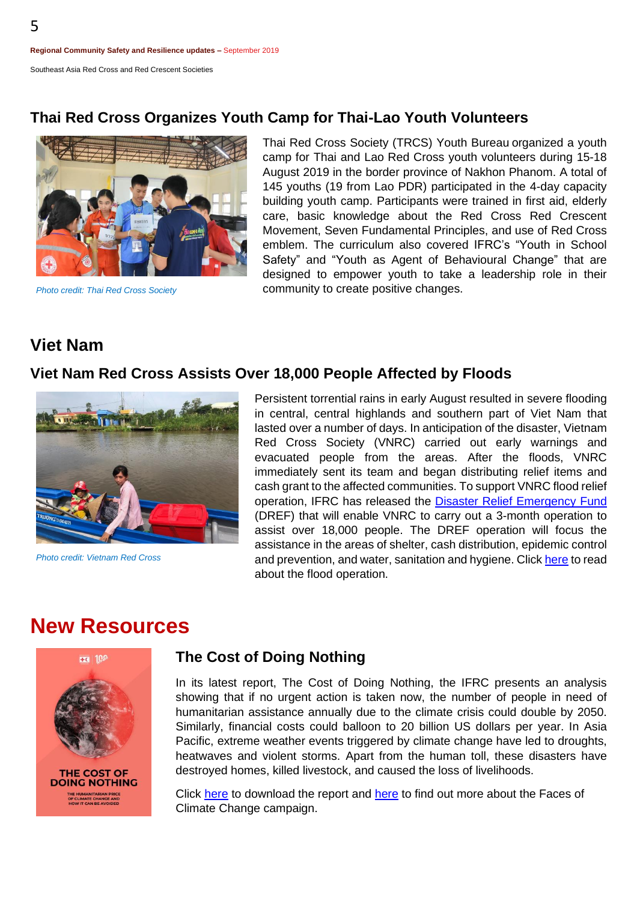## Thai Red Cross Organizes Youth Camp for Thai-Lao Youth Volunteers

*Photo credit: Thai Red Cross Society*

Thai Red Cross Society (TRCS) Youth Bureau organized a youth camp for Thai and Lao Red Cross youth volunteers during 15-18 August 2019 in the border province of Nakhon Phanom. A total of 145 youths (19 from Lao PDR) participated in the 4-day capacity building youth camp. Participants were trained in first aid, elderly care, basic knowledge about the Red Cross Red Crescent Movement, Seven Fundamental Principles, and use of Red Cross emblem. The curriculum also covered IFRC's "Youth in School Safety" and "Youth as Agent of Behavioural Change" that are designed to empower youth to take a leadership role in their community to create positive changes.

## Viet Nam

### Viet Nam Red Cross Assists Over 18,000 People Affected by Floods

*Photo credit: Vietnam Red Cross*

Persistent torrential rains in early August resulted in severe flooding in central, central highlands and southern part of Viet Nam that lasted over a number of days. In anticipation of the disaster, Vietnam Red Cross Society (VNRC) carried out early warnings and evacuated people from the areas. After the floods, VNRC immediately sent its team and began distributing relief items and cash grant to the affected communities. To support VNRC flood relief operation, IFRC has released the Disaster Relief Emergency Fund (DREF) that will enable VNRC to carry out a 3-month operation to assist over 18,000 people. The DREF operation will focus the assistance in the areas of shelter, cash distribution, epidemic control and prevention, and water, sanitation and hygiene. Click here to read about the flood operation.

# New Resources

### The Cost of Doing Nothing

In its latest report, The Cost of Doing Nothing, the IFRC presents an analysis showing that if no urgent action is taken now, the number of people in need of humanitarian assistance annually due to the climate crisis could double by 2050. Similarly, financial costs could balloon to 20 billion US dollars per year. In Asia Pacific, extreme weather events triggered by climate change have led to droughts, heatwaves and violent storms. Apart from the human toll, these disasters have destroyed homes, killed livestock, and caused the loss of livelihoods.

Click here to download the report and here to find out more about the Faces of Climate Change campaign.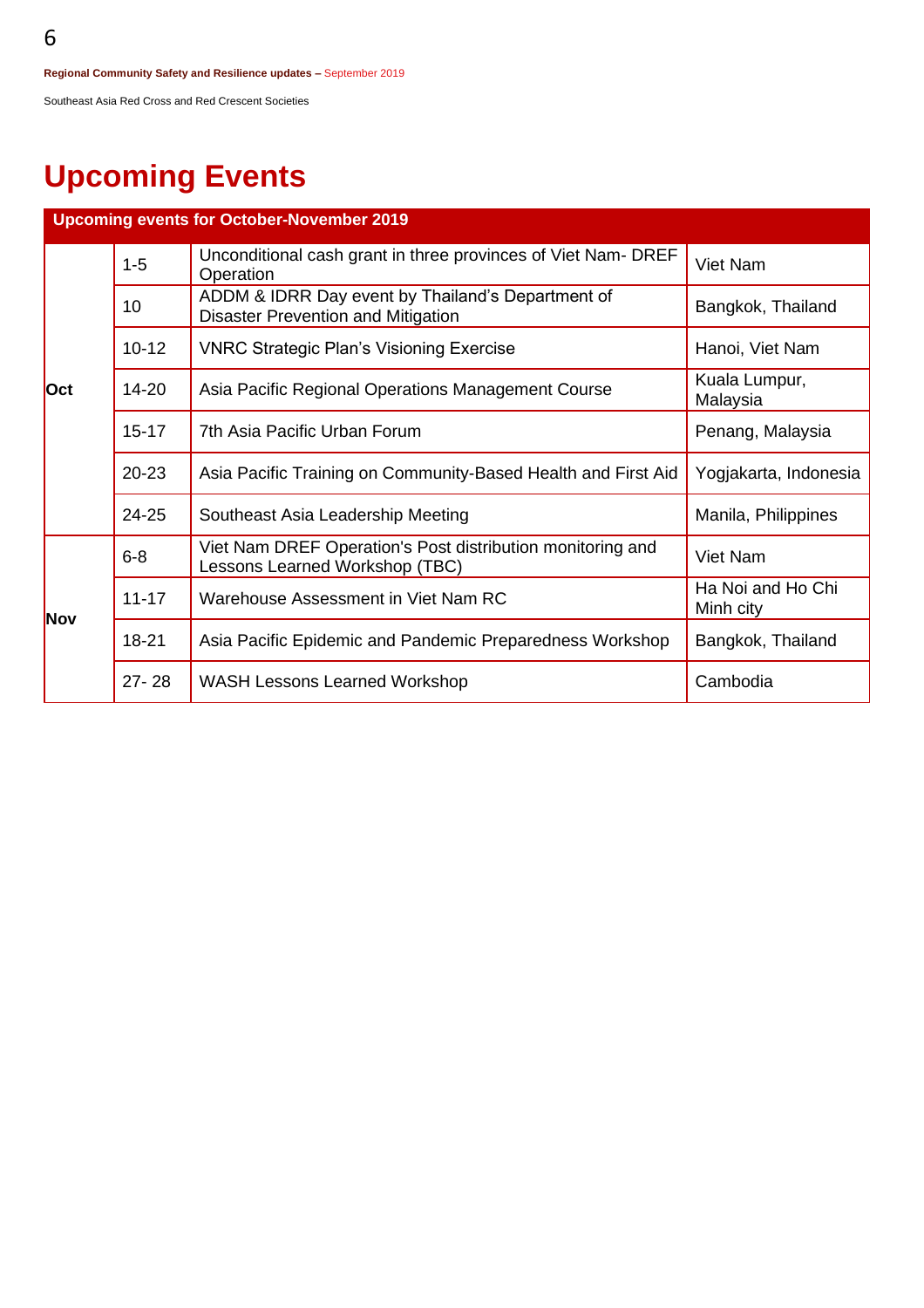# Upcoming Events

| Upcoming events for October-November 2019 | | | |
|---|---|---|---|
| Oct | 1-5 | Unconditional cash grant in three provinces of Viet Nam- DREF Operation | Viet Nam |
| | 10 | ADDM & IDRR Day event by Thailand's Department of Disaster Prevention and Mitigation | Bangkok, Thailand |
| | 10-12 | VNRC Strategic Plan's Visioning Exercise | Hanoi, Viet Nam |
| | 14-20 | Asia Pacific Regional Operations Management Course | Kuala Lumpur, Malaysia |
| | 15-17 | 7th Asia Pacific Urban Forum | Penang, Malaysia |
| | 20-23 | Asia Pacific Training on Community-Based Health and First Aid | Yogjakarta, Indonesia |
| | 24-25 | Southeast Asia Leadership Meeting | Manila, Philippines |
| Nov | 6-8 | Viet Nam DREF Operation's Post distribution monitoring and Lessons Learned Workshop (TBC) | Viet Nam |
| | 11-17 | Warehouse Assessment in Viet Nam RC | Ha Noi and Ho Chi Minh city |
| | 18-21 | Asia Pacific Epidemic and Pandemic Preparedness Workshop | Bangkok, Thailand |
| | 27- 28 | WASH Lessons Learned Workshop | Cambodia |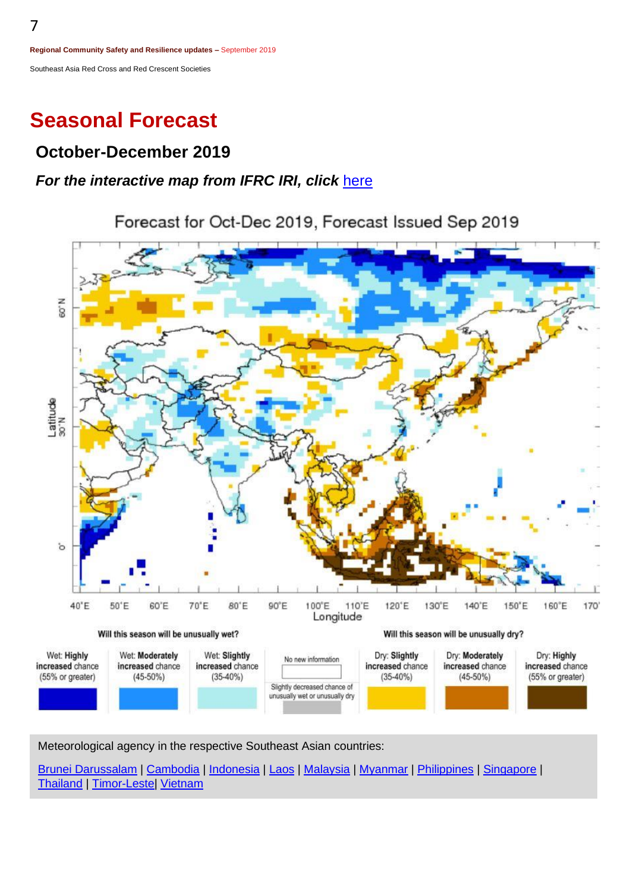# Seasonal Forecast

## October-December 2019

### *For the interactive map from IFRC IRI, click* here

Forecast for Oct-Dec 2019, Forecast Issued Sep 2019

Latitude

60°N

30°N

0°

40°E 50°E 60°E 70°E 80°E 90°E 100°E 110°E 120°E 130°E 140°E 150°E 160°E 170°

Longitude

Will this season will be unusually wet?

Will this season will be unusually dry?

Wet: **Highly** increased chance (55% or greater)

Wet: **Moderately** increased chance (45-50%)

Wet: **Slightly** increased chance (35-40%)

No new information

Slightly decreased chance of unusually wet or unusually dry

Dry: **Slightly** increased chance (35-40%)

Dry: **Moderately** increased chance (45-50%)

Dry: **Highly** increased chance (55% or greater)

Meteorological agency in the respective Southeast Asian countries:

Brunei Darussalam | Cambodia | Indonesia | Laos | Malaysia | Myanmar | Philippines | Singapore | Thailand | Timor-Leste| Vietnam